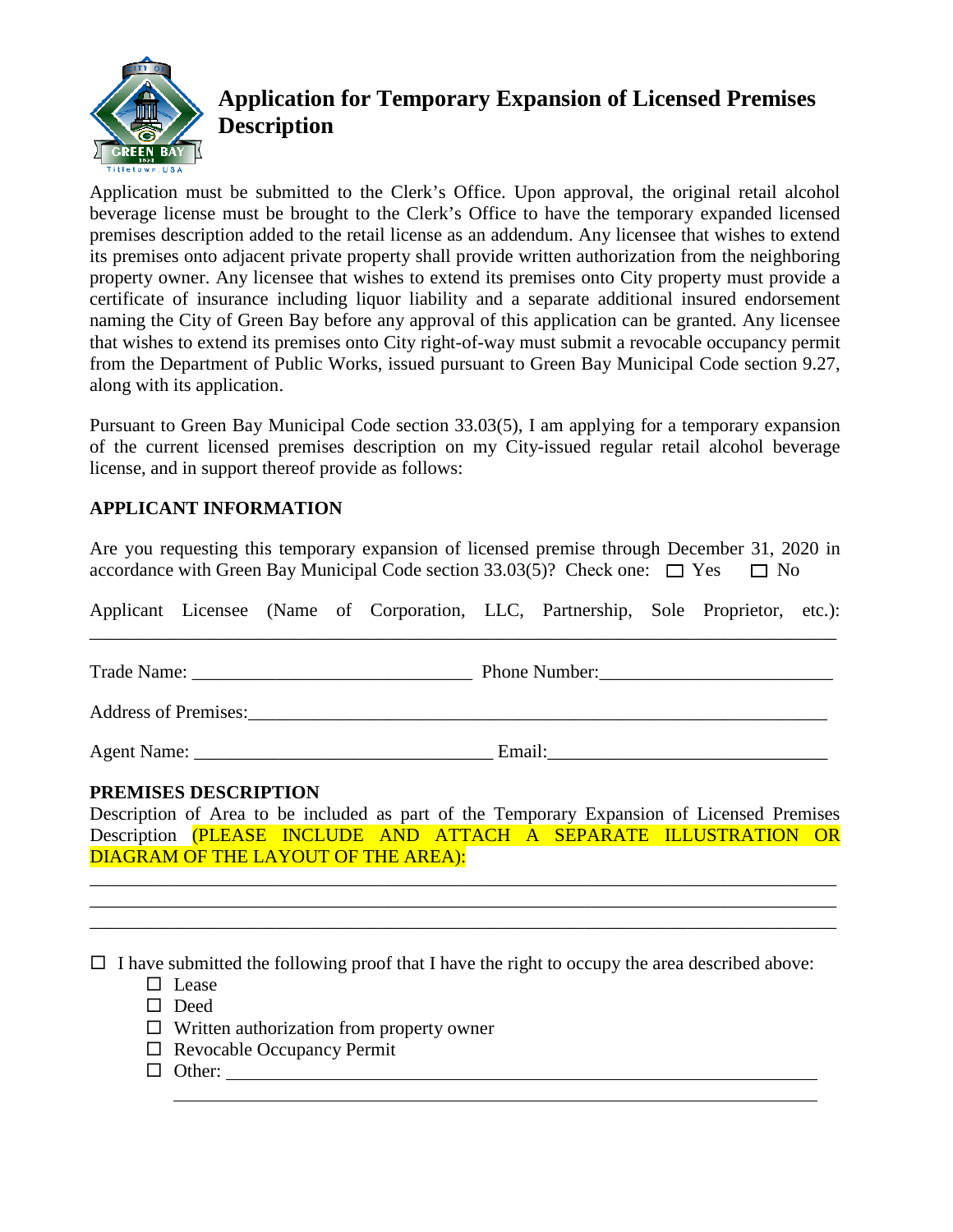# Application for Temporary Expansion of Licensed Premises Description

Application must be submitted to the Clerk's Office. Upon approval, the original retail alcohol beverage license must be brought to the Clerk's Office to have the temporary expanded licensed premises description added to the retail license as an addendum. Any licensee that wishes to extend its premises onto adjacent private property shall provide written authorization from the neighboring property owner. Any licensee that wishes to extend its premises onto City property must provide a certificate of insurance including liquor liability and a separate additional insured endorsement naming the City of Green Bay before any approval of this application can be granted. Any licensee that wishes to extend its premises onto City right-of-way must submit a revocable occupancy permit from the Department of Public Works, issued pursuant to Green Bay Municipal Code section 9.27, along with its application.

Pursuant to Green Bay Municipal Code section 33.03(5), I am applying for a temporary expansion of the current licensed premises description on my City-issued regular retail alcohol beverage license, and in support thereof provide as follows:

**APPLICANT INFORMATION**

Are you requesting this temporary expansion of licensed premise through December 31, 2020 in accordance with Green Bay Municipal Code section 33.03(5)? Check one: ☐ Yes ☐ No

Applicant Licensee (Name of Corporation, LLC, Partnership, Sole Proprietor, etc.): ______________________________________________

Trade Name: ______________________________ Phone Number: ________________________

Address of Premises: ______________________________________________

Agent Name: ______________________________ Email: ______________________________

**PREMISES DESCRIPTION**

Description of Area to be included as part of the Temporary Expansion of Licensed Premises Description (PLEASE INCLUDE AND ATTACH A SEPARATE ILLUSTRATION OR DIAGRAM OF THE LAYOUT OF THE AREA):

______________________________________________

______________________________________________

______________________________________________

☐ I have submitted the following proof that I have the right to occupy the area described above:

- ☐ Lease
- ☐ Deed
- ☐ Written authorization from property owner
- ☐ Revocable Occupancy Permit
- ☐ Other: ______________________________________________

  ______________________________________________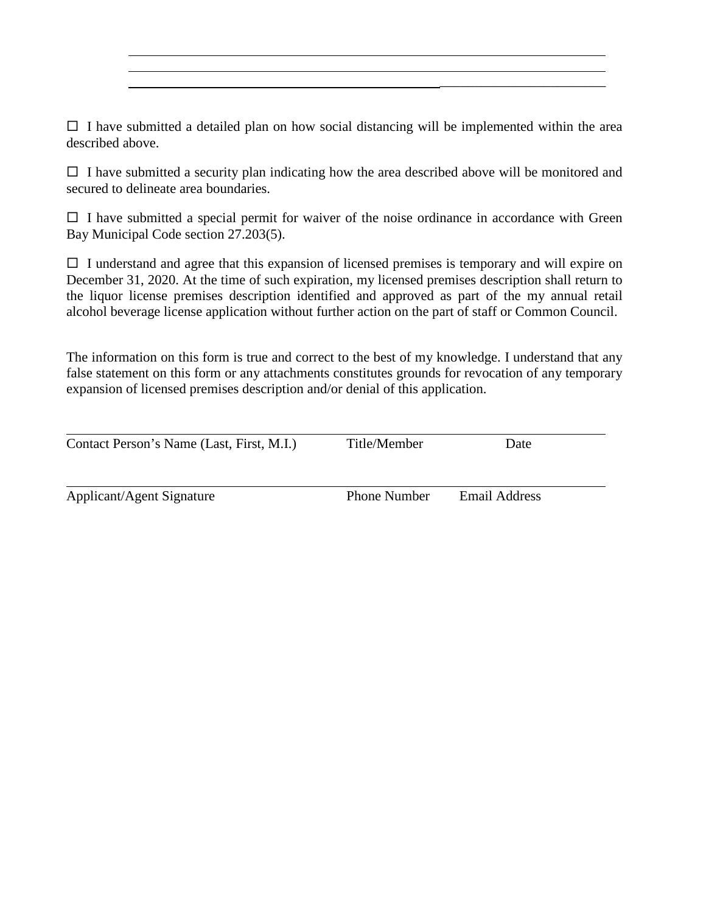☐ I have submitted a detailed plan on how social distancing will be implemented within the area described above.

☐ I have submitted a security plan indicating how the area described above will be monitored and secured to delineate area boundaries.

☐ I have submitted a special permit for waiver of the noise ordinance in accordance with Green Bay Municipal Code section 27.203(5).

☐ I understand and agree that this expansion of licensed premises is temporary and will expire on December 31, 2020. At the time of such expiration, my licensed premises description shall return to the liquor license premises description identified and approved as part of the my annual retail alcohol beverage license application without further action on the part of staff or Common Council.

The information on this form is true and correct to the best of my knowledge. I understand that any false statement on this form or any attachments constitutes grounds for revocation of any temporary expansion of licensed premises description and/or denial of this application.

Contact Person's Name (Last, First, M.I.) Title/Member Date

Applicant/Agent Signature Phone Number Email Address